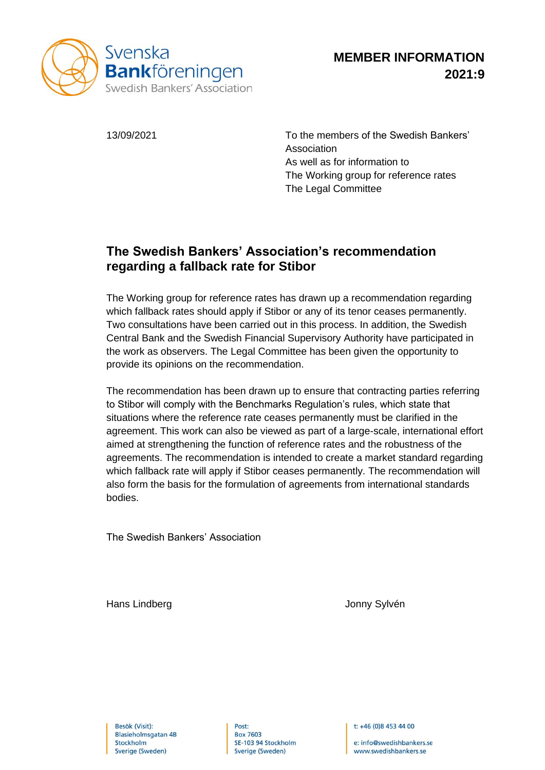Svenska Bankföreningen
Swedish Bankers' Association

**MEMBER INFORMATION 2021:9**

13/09/2021

To the members of the Swedish Bankers' Association
As well as for information to
The Working group for reference rates
The Legal Committee

## The Swedish Bankers' Association's recommendation regarding a fallback rate for Stibor

The Working group for reference rates has drawn up a recommendation regarding which fallback rates should apply if Stibor or any of its tenor ceases permanently. Two consultations have been carried out in this process. In addition, the Swedish Central Bank and the Swedish Financial Supervisory Authority have participated in the work as observers. The Legal Committee has been given the opportunity to provide its opinions on the recommendation.

The recommendation has been drawn up to ensure that contracting parties referring to Stibor will comply with the Benchmarks Regulation's rules, which state that situations where the reference rate ceases permanently must be clarified in the agreement. This work can also be viewed as part of a large-scale, international effort aimed at strengthening the function of reference rates and the robustness of the agreements. The recommendation is intended to create a market standard regarding which fallback rate will apply if Stibor ceases permanently. The recommendation will also form the basis for the formulation of agreements from international standards bodies.

The Swedish Bankers' Association

Hans Lindberg

Jonny Sylvén

Besök (Visit):
Blasieholmsgatan 4B
Stockholm
Sverige (Sweden)

Post:
Box 7603
SE-103 94 Stockholm
Sverige (Sweden)

t: +46 (0)8 453 44 00

e: info@swedishbankers.se
www.swedishbankers.se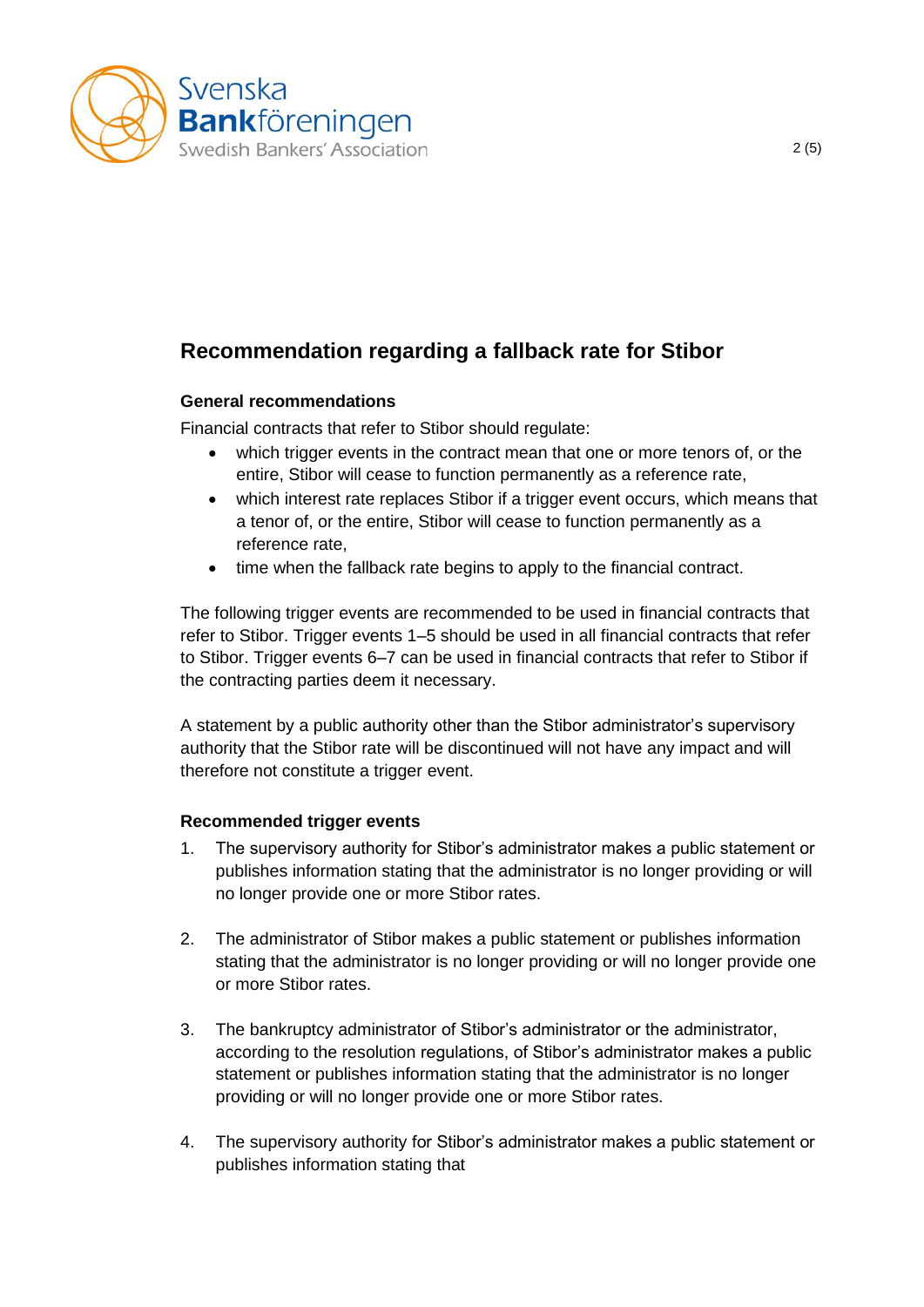## Recommendation regarding a fallback rate for Stibor

### General recommendations

Financial contracts that refer to Stibor should regulate:

- which trigger events in the contract mean that one or more tenors of, or the entire, Stibor will cease to function permanently as a reference rate,
- which interest rate replaces Stibor if a trigger event occurs, which means that a tenor of, or the entire, Stibor will cease to function permanently as a reference rate,
- time when the fallback rate begins to apply to the financial contract.

The following trigger events are recommended to be used in financial contracts that refer to Stibor. Trigger events 1–5 should be used in all financial contracts that refer to Stibor. Trigger events 6–7 can be used in financial contracts that refer to Stibor if the contracting parties deem it necessary.

A statement by a public authority other than the Stibor administrator's supervisory authority that the Stibor rate will be discontinued will not have any impact and will therefore not constitute a trigger event.

### Recommended trigger events

1. The supervisory authority for Stibor's administrator makes a public statement or publishes information stating that the administrator is no longer providing or will no longer provide one or more Stibor rates.

2. The administrator of Stibor makes a public statement or publishes information stating that the administrator is no longer providing or will no longer provide one or more Stibor rates.

3. The bankruptcy administrator of Stibor's administrator or the administrator, according to the resolution regulations, of Stibor's administrator makes a public statement or publishes information stating that the administrator is no longer providing or will no longer provide one or more Stibor rates.

4. The supervisory authority for Stibor's administrator makes a public statement or publishes information stating that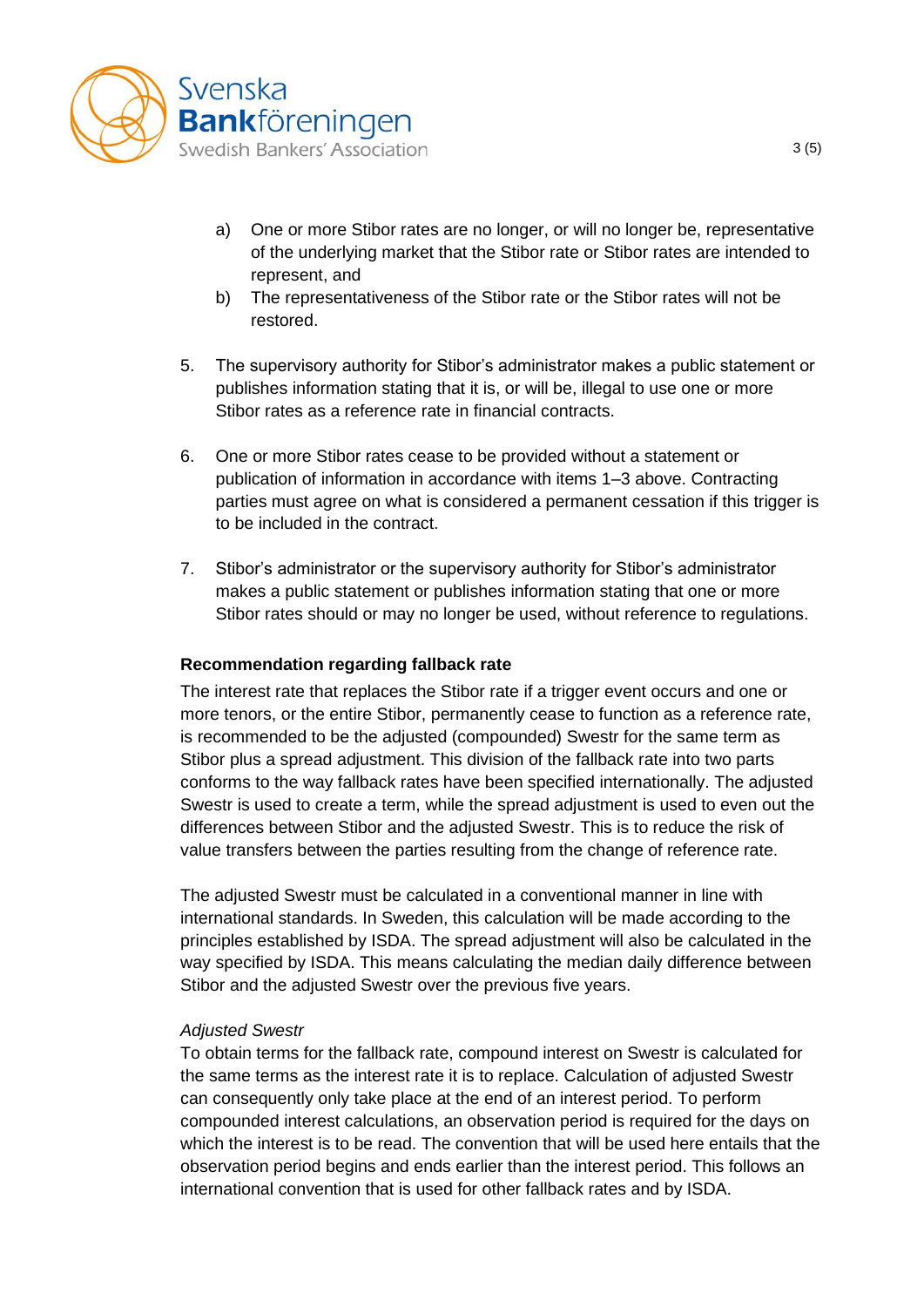a) One or more Stibor rates are no longer, or will no longer be, representative of the underlying market that the Stibor rate or Stibor rates are intended to represent, and
b) The representativeness of the Stibor rate or the Stibor rates will not be restored.

5. The supervisory authority for Stibor's administrator makes a public statement or publishes information stating that it is, or will be, illegal to use one or more Stibor rates as a reference rate in financial contracts.

6. One or more Stibor rates cease to be provided without a statement or publication of information in accordance with items 1–3 above. Contracting parties must agree on what is considered a permanent cessation if this trigger is to be included in the contract.

7. Stibor's administrator or the supervisory authority for Stibor's administrator makes a public statement or publishes information stating that one or more Stibor rates should or may no longer be used, without reference to regulations.

**Recommendation regarding fallback rate**

The interest rate that replaces the Stibor rate if a trigger event occurs and one or more tenors, or the entire Stibor, permanently cease to function as a reference rate, is recommended to be the adjusted (compounded) Swestr for the same term as Stibor plus a spread adjustment. This division of the fallback rate into two parts conforms to the way fallback rates have been specified internationally. The adjusted Swestr is used to create a term, while the spread adjustment is used to even out the differences between Stibor and the adjusted Swestr. This is to reduce the risk of value transfers between the parties resulting from the change of reference rate.

The adjusted Swestr must be calculated in a conventional manner in line with international standards. In Sweden, this calculation will be made according to the principles established by ISDA. The spread adjustment will also be calculated in the way specified by ISDA. This means calculating the median daily difference between Stibor and the adjusted Swestr over the previous five years.

*Adjusted Swestr*

To obtain terms for the fallback rate, compound interest on Swestr is calculated for the same terms as the interest rate it is to replace. Calculation of adjusted Swestr can consequently only take place at the end of an interest period. To perform compounded interest calculations, an observation period is required for the days on which the interest is to be read. The convention that will be used here entails that the observation period begins and ends earlier than the interest period. This follows an international convention that is used for other fallback rates and by ISDA.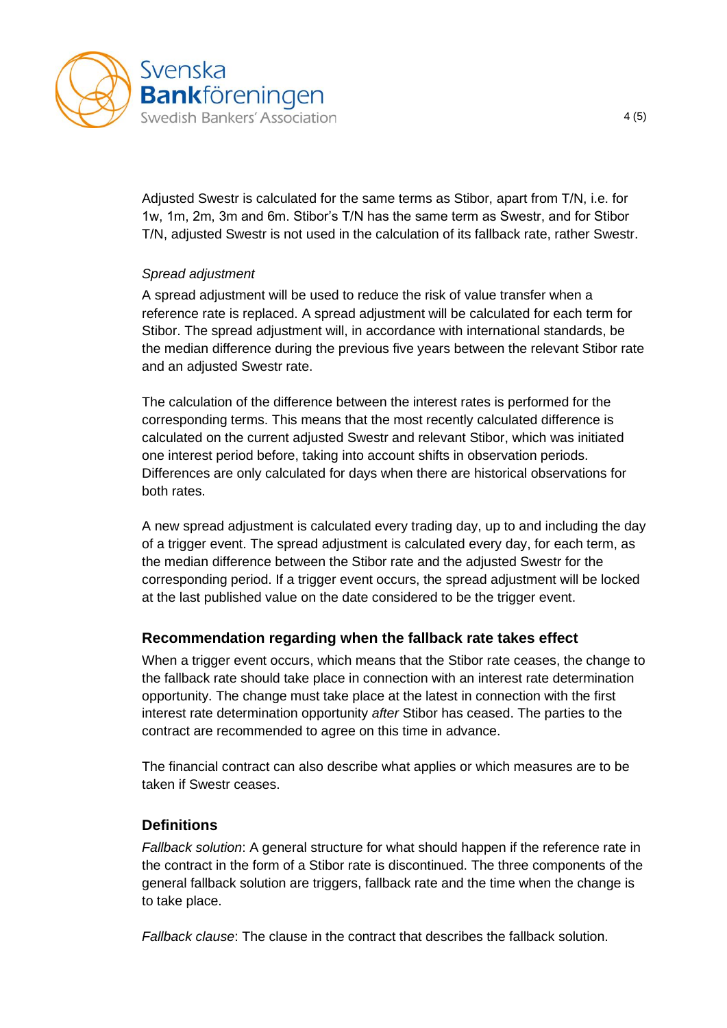Adjusted Swestr is calculated for the same terms as Stibor, apart from T/N, i.e. for 1w, 1m, 2m, 3m and 6m. Stibor's T/N has the same term as Swestr, and for Stibor T/N, adjusted Swestr is not used in the calculation of its fallback rate, rather Swestr.

*Spread adjustment*

A spread adjustment will be used to reduce the risk of value transfer when a reference rate is replaced. A spread adjustment will be calculated for each term for Stibor. The spread adjustment will, in accordance with international standards, be the median difference during the previous five years between the relevant Stibor rate and an adjusted Swestr rate.

The calculation of the difference between the interest rates is performed for the corresponding terms. This means that the most recently calculated difference is calculated on the current adjusted Swestr and relevant Stibor, which was initiated one interest period before, taking into account shifts in observation periods. Differences are only calculated for days when there are historical observations for both rates.

A new spread adjustment is calculated every trading day, up to and including the day of a trigger event. The spread adjustment is calculated every day, for each term, as the median difference between the Stibor rate and the adjusted Swestr for the corresponding period. If a trigger event occurs, the spread adjustment will be locked at the last published value on the date considered to be the trigger event.

### Recommendation regarding when the fallback rate takes effect

When a trigger event occurs, which means that the Stibor rate ceases, the change to the fallback rate should take place in connection with an interest rate determination opportunity. The change must take place at the latest in connection with the first interest rate determination opportunity *after* Stibor has ceased. The parties to the contract are recommended to agree on this time in advance.

The financial contract can also describe what applies or which measures are to be taken if Swestr ceases.

### Definitions

*Fallback solution*: A general structure for what should happen if the reference rate in the contract in the form of a Stibor rate is discontinued. The three components of the general fallback solution are triggers, fallback rate and the time when the change is to take place.

*Fallback clause*: The clause in the contract that describes the fallback solution.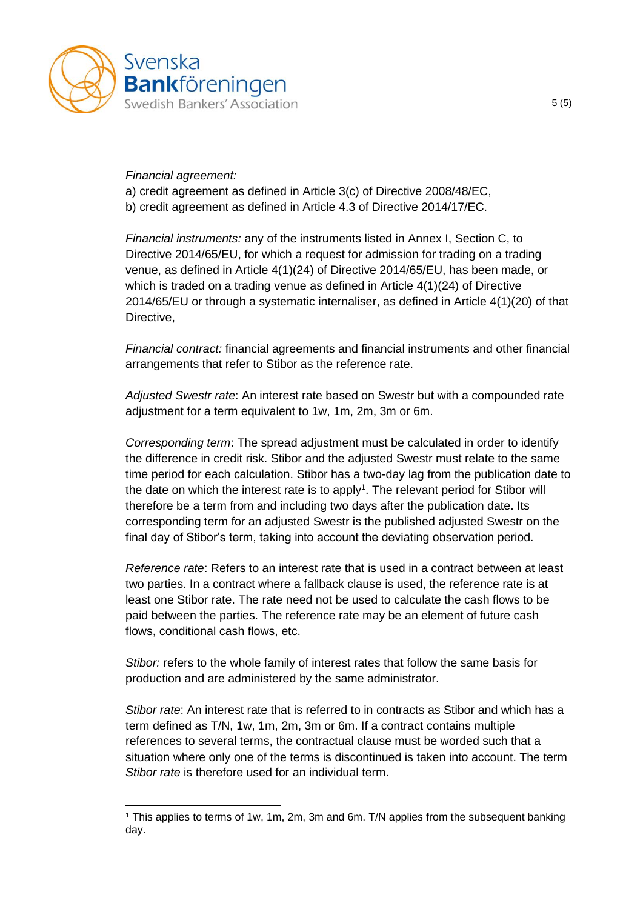*Financial agreement:*
a) credit agreement as defined in Article 3(c) of Directive 2008/48/EC,
b) credit agreement as defined in Article 4.3 of Directive 2014/17/EC.

*Financial instruments:* any of the instruments listed in Annex I, Section C, to Directive 2014/65/EU, for which a request for admission for trading on a trading venue, as defined in Article 4(1)(24) of Directive 2014/65/EU, has been made, or which is traded on a trading venue as defined in Article 4(1)(24) of Directive 2014/65/EU or through a systematic internaliser, as defined in Article 4(1)(20) of that Directive,

*Financial contract:* financial agreements and financial instruments and other financial arrangements that refer to Stibor as the reference rate.

*Adjusted Swestr rate*: An interest rate based on Swestr but with a compounded rate adjustment for a term equivalent to 1w, 1m, 2m, 3m or 6m.

*Corresponding term*: The spread adjustment must be calculated in order to identify the difference in credit risk. Stibor and the adjusted Swestr must relate to the same time period for each calculation. Stibor has a two-day lag from the publication date to the date on which the interest rate is to apply[1]. The relevant period for Stibor will therefore be a term from and including two days after the publication date. Its corresponding term for an adjusted Swestr is the published adjusted Swestr on the final day of Stibor's term, taking into account the deviating observation period.

*Reference rate*: Refers to an interest rate that is used in a contract between at least two parties. In a contract where a fallback clause is used, the reference rate is at least one Stibor rate. The rate need not be used to calculate the cash flows to be paid between the parties. The reference rate may be an element of future cash flows, conditional cash flows, etc.

*Stibor:* refers to the whole family of interest rates that follow the same basis for production and are administered by the same administrator.

*Stibor rate*: An interest rate that is referred to in contracts as Stibor and which has a term defined as T/N, 1w, 1m, 2m, 3m or 6m. If a contract contains multiple references to several terms, the contractual clause must be worded such that a situation where only one of the terms is discontinued is taken into account. The term *Stibor rate* is therefore used for an individual term.

---

[1] This applies to terms of 1w, 1m, 2m, 3m and 6m. T/N applies from the subsequent banking day.